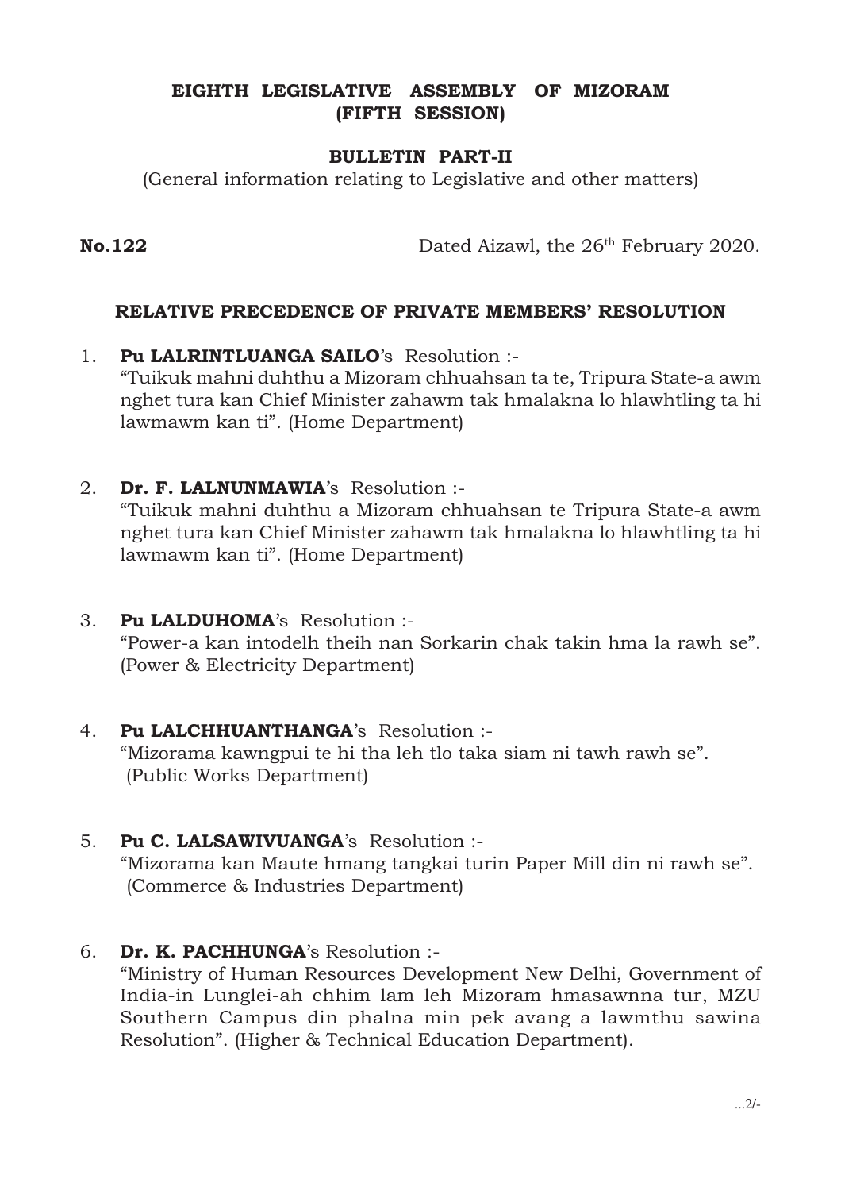**EIGHTH LEGISLATIVE ASSEMBLY OF MIZORAM**
**(FIFTH SESSION)**

**BULLETIN PART-II**

(General information relating to Legislative and other matters)

**No.122** Dated Aizawl, the 26th February 2020.

**RELATIVE PRECEDENCE OF PRIVATE MEMBERS' RESOLUTION**

1. **Pu LALRINTLUANGA SAILO**'s Resolution :-
"Tuikuk mahni duhthu a Mizoram chhuahsan ta te, Tripura State-a awm nghet tura kan Chief Minister zahawm tak hmalakna lo hlawhtling ta hi lawmawm kan ti". (Home Department)

2. **Dr. F. LALNUNMAWIA**'s Resolution :-
"Tuikuk mahni duhthu a Mizoram chhuahsan te Tripura State-a awm nghet tura kan Chief Minister zahawm tak hmalakna lo hlawhtling ta hi lawmawm kan ti". (Home Department)

3. **Pu LALDUHOMA**'s Resolution :-
"Power-a kan intodelh theih nan Sorkarin chak takin hma la rawh se". (Power & Electricity Department)

4. **Pu LALCHHUANTHANGA**'s Resolution :-
"Mizorama kawngpui te hi tha leh tlo taka siam ni tawh rawh se". (Public Works Department)

5. **Pu C. LALSAWIVUANGA**'s Resolution :-
"Mizorama kan Maute hmang tangkai turin Paper Mill din ni rawh se". (Commerce & Industries Department)

6. **Dr. K. PACHHUNGA**'s Resolution :-
"Ministry of Human Resources Development New Delhi, Government of India-in Lunglei-ah chhim lam leh Mizoram hmasawnna tur, MZU Southern Campus din phalna min pek avang a lawmthu sawina Resolution". (Higher & Technical Education Department).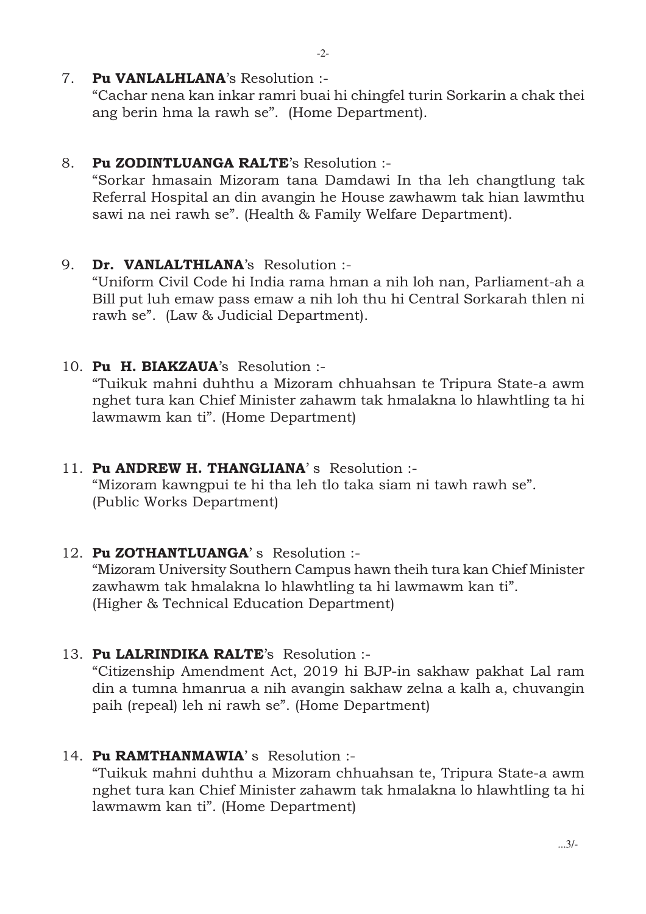7. **Pu VANLALHLANA**'s Resolution :-
   "Cachar nena kan inkar ramri buai hi chingfel turin Sorkarin a chak thei ang berin hma la rawh se". (Home Department).

8. **Pu ZODINTLUANGA RALTE**'s Resolution :-
   "Sorkar hmasain Mizoram tana Damdawi In tha leh changtlung tak Referral Hospital an din avangin he House zawhawm tak hian lawmthu sawi na nei rawh se". (Health & Family Welfare Department).

9. **Dr. VANLALTHLANA**'s Resolution :-
   "Uniform Civil Code hi India rama hman a nih loh nan, Parliament-ah a Bill put luh emaw pass emaw a nih loh thu hi Central Sorkarah thlen ni rawh se". (Law & Judicial Department).

10. **Pu H. BIAKZAUA**'s Resolution :-
    "Tuikuk mahni duhthu a Mizoram chhuahsan te Tripura State-a awm nghet tura kan Chief Minister zahawm tak hmalakna lo hlawhtling ta hi lawmawm kan ti". (Home Department)

11. **Pu ANDREW H. THANGLIANA**' s Resolution :-
    "Mizoram kawngpui te hi tha leh tlo taka siam ni tawh rawh se". (Public Works Department)

12. **Pu ZOTHANTLUANGA**' s Resolution :-
    "Mizoram University Southern Campus hawn theih tura kan Chief Minister zawhawm tak hmalakna lo hlawhtling ta hi lawmawm kan ti". (Higher & Technical Education Department)

13. **Pu LALRINDIKA RALTE**'s Resolution :-
    "Citizenship Amendment Act, 2019 hi BJP-in sakhaw pakhat Lal ram din a tumna hmanrua a nih avangin sakhaw zelna a kalh a, chuvangin paih (repeal) leh ni rawh se". (Home Department)

14. **Pu RAMTHANMAWIA**' s Resolution :-
    "Tuikuk mahni duhthu a Mizoram chhuahsan te, Tripura State-a awm nghet tura kan Chief Minister zahawm tak hmalakna lo hlawhtling ta hi lawmawm kan ti". (Home Department)

...3/-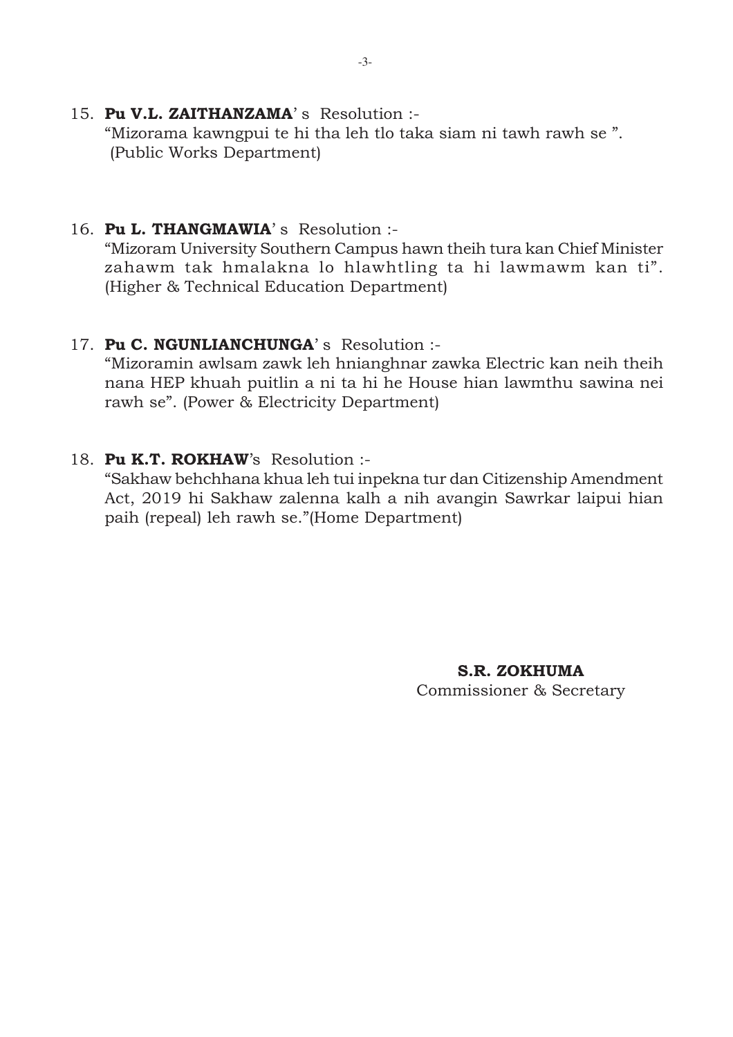15. **Pu V.L. ZAITHANZAMA**' s Resolution :-
    "Mizorama kawngpui te hi tha leh tlo taka siam ni tawh rawh se ". (Public Works Department)

16. **Pu L. THANGMAWIA**' s Resolution :-
    "Mizoram University Southern Campus hawn theih tura kan Chief Minister zahawm tak hmalakna lo hlawhtling ta hi lawmawm kan ti". (Higher & Technical Education Department)

17. **Pu C. NGUNLIANCHUNGA**' s Resolution :-
    "Mizoramin awlsam zawk leh hnianghnar zawka Electric kan neih theih nana HEP khuah puitlin a ni ta hi he House hian lawmthu sawina nei rawh se". (Power & Electricity Department)

18. **Pu K.T. ROKHAW**'s Resolution :-
    "Sakhaw behchhana khua leh tui inpekna tur dan Citizenship Amendment Act, 2019 hi Sakhaw zalenna kalh a nih avangin Sawrkar laipui hian paih (repeal) leh rawh se."(Home Department)

**S.R. ZOKHUMA**
Commissioner & Secretary